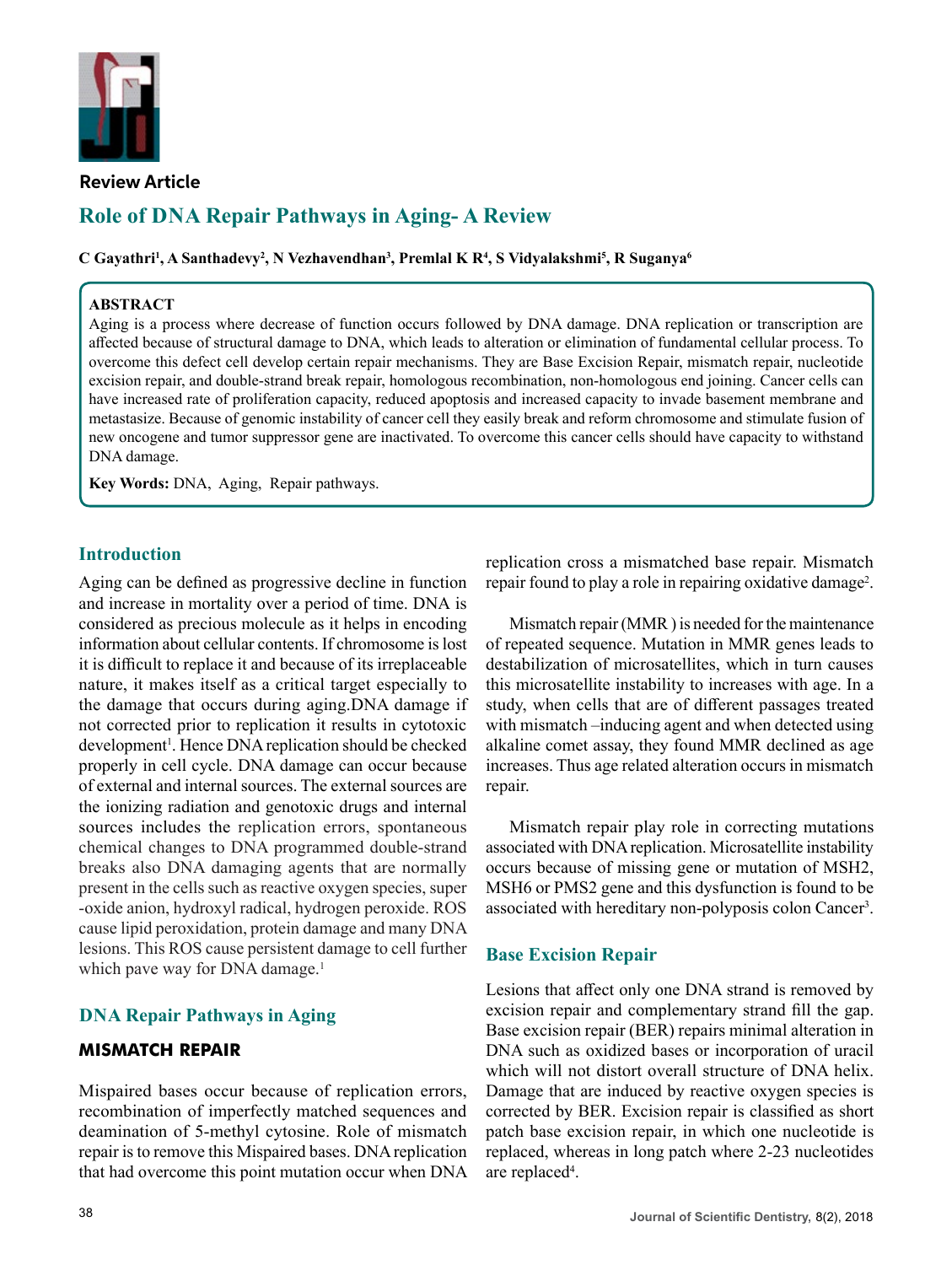**Review Article**

# Role of DNA Repair Pathways in Aging- A Review

**C Gayathri[1], A Santhadevy[2], N Vezhavendhan[3], Premlal K R[4], S Vidyalakshmi[5], R Suganya[6]**

**ABSTRACT**

Aging is a process where decrease of function occurs followed by DNA damage. DNA replication or transcription are affected because of structural damage to DNA, which leads to alteration or elimination of fundamental cellular process. To overcome this defect cell develop certain repair mechanisms. They are Base Excision Repair, mismatch repair, nucleotide excision repair, and double-strand break repair, homologous recombination, non-homologous end joining. Cancer cells can have increased rate of proliferation capacity, reduced apoptosis and increased capacity to invade basement membrane and metastasize. Because of genomic instability of cancer cell they easily break and reform chromosome and stimulate fusion of new oncogene and tumor suppressor gene are inactivated. To overcome this cancer cells should have capacity to withstand DNA damage.

**Key Words:** DNA, Aging, Repair pathways.

## Introduction

Aging can be defined as progressive decline in function and increase in mortality over a period of time. DNA is considered as precious molecule as it helps in encoding information about cellular contents. If chromosome is lost it is difficult to replace it and because of its irreplaceable nature, it makes itself as a critical target especially to the damage that occurs during aging.DNA damage if not corrected prior to replication it results in cytotoxic development[1]. Hence DNA replication should be checked properly in cell cycle. DNA damage can occur because of external and internal sources. The external sources are the ionizing radiation and genotoxic drugs and internal sources includes the replication errors, spontaneous chemical changes to DNA programmed double-strand breaks also DNA damaging agents that are normally present in the cells such as reactive oxygen species, super -oxide anion, hydroxyl radical, hydrogen peroxide. ROS cause lipid peroxidation, protein damage and many DNA lesions. This ROS cause persistent damage to cell further which pave way for DNA damage.[1]

## DNA Repair Pathways in Aging

### MISMATCH REPAIR

Mispaired bases occur because of replication errors, recombination of imperfectly matched sequences and deamination of 5-methyl cytosine. Role of mismatch repair is to remove this Mispaired bases. DNA replication that had overcome this point mutation occur when DNA replication cross a mismatched base repair. Mismatch repair found to play a role in repairing oxidative damage[2].

Mismatch repair (MMR ) is needed for the maintenance of repeated sequence. Mutation in MMR genes leads to destabilization of microsatellites, which in turn causes this microsatellite instability to increases with age. In a study, when cells that are of different passages treated with mismatch –inducing agent and when detected using alkaline comet assay, they found MMR declined as age increases. Thus age related alteration occurs in mismatch repair.

Mismatch repair play role in correcting mutations associated with DNA replication. Microsatellite instability occurs because of missing gene or mutation of MSH2, MSH6 or PMS2 gene and this dysfunction is found to be associated with hereditary non-polyposis colon Cancer[3].

## Base Excision Repair

Lesions that affect only one DNA strand is removed by excision repair and complementary strand fill the gap. Base excision repair (BER) repairs minimal alteration in DNA such as oxidized bases or incorporation of uracil which will not distort overall structure of DNA helix. Damage that are induced by reactive oxygen species is corrected by BER. Excision repair is classified as short patch base excision repair, in which one nucleotide is replaced, whereas in long patch where 2-23 nucleotides are replaced[4].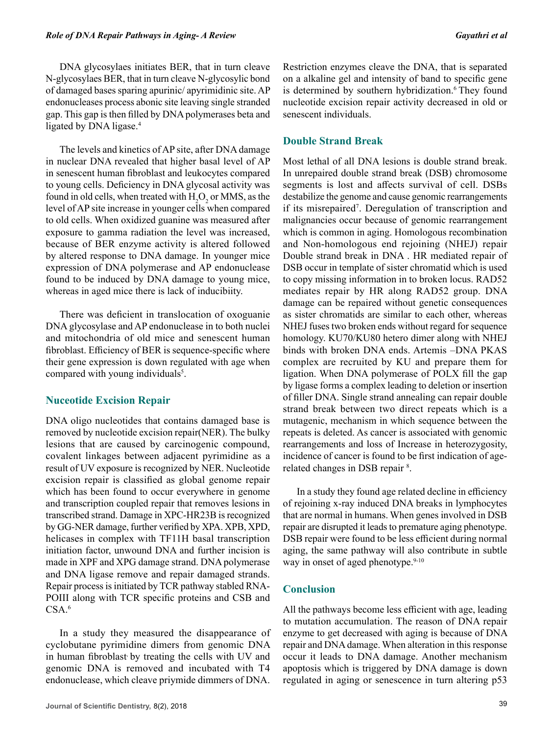DNA glycosylaes initiates BER, that in turn cleave N-glycosylaes BER, that in turn cleave N-glycosylic bond of damaged bases sparing apurinic/ apyrimidinic site. AP endonucleases process abonic site leaving single stranded gap. This gap is then filled by DNA polymerases beta and ligated by DNA ligase.[4]

The levels and kinetics of AP site, after DNA damage in nuclear DNA revealed that higher basal level of AP in senescent human fibroblast and leukocytes compared to young cells. Deficiency in DNA glycosal activity was found in old cells, when treated with $H_2O_2$ or MMS, as the level of AP site increase in younger cells when compared to old cells. When oxidized guanine was measured after exposure to gamma radiation the level was increased, because of BER enzyme activity is altered followed by altered response to DNA damage. In younger mice expression of DNA polymerase and AP endonuclease found to be induced by DNA damage to young mice, whereas in aged mice there is lack of inducibiity.

There was deficient in translocation of oxoguanie DNA glycosylase and AP endonuclease in to both nuclei and mitochondria of old mice and senescent human fibroblast. Efficiency of BER is sequence-specific where their gene expression is down regulated with age when compared with young individuals[5].

## Nuceotide Excision Repair

DNA oligo nucleotides that contains damaged base is removed by nucleotide excision repair(NER). The bulky lesions that are caused by carcinogenic compound, covalent linkages between adjacent pyrimidine as a result of UV exposure is recognized by NER. Nucleotide excision repair is classified as global genome repair which has been found to occur everywhere in genome and transcription coupled repair that removes lesions in transcribed strand. Damage in XPC-HR23B is recognized by GG-NER damage, further verified by XPA. XPB, XPD, helicases in complex with TF11H basal transcription initiation factor, unwound DNA and further incision is made in XPF and XPG damage strand. DNA polymerase and DNA ligase remove and repair damaged strands. Repair process is initiated by TCR pathway stabled RNA-POIII along with TCR specific proteins and CSB and CSA.[6]

In a study they measured the disappearance of cyclobutane pyrimidine dimers from genomic DNA in human fibroblast by treating the cells with UV and genomic DNA is removed and incubated with T4 endonuclease, which cleave priymide dimmers of DNA. Restriction enzymes cleave the DNA, that is separated on a alkaline gel and intensity of band to specific gene is determined by southern hybridization.[6] They found nucleotide excision repair activity decreased in old or senescent individuals.

## Double Strand Break

Most lethal of all DNA lesions is double strand break. In unrepaired double strand break (DSB) chromosome segments is lost and affects survival of cell. DSBs destabilize the genome and cause genomic rearrangements if its misrepaired[7]. Deregulation of transcription and malignancies occur because of genomic rearrangement which is common in aging. Homologous recombination and Non-homologous end rejoining (NHEJ) repair Double strand break in DNA . HR mediated repair of DSB occur in template of sister chromatid which is used to copy missing information in to broken locus. RAD52 mediates repair by HR along RAD52 group. DNA damage can be repaired without genetic consequences as sister chromatids are similar to each other, whereas NHEJ fuses two broken ends without regard for sequence homology. KU70/KU80 hetero dimer along with NHEJ binds with broken DNA ends. Artemis –DNA PKAS complex are recruited by KU and prepare them for ligation. When DNA polymerase of POLX fill the gap by ligase forms a complex leading to deletion or insertion of filler DNA. Single strand annealing can repair double strand break between two direct repeats which is a mutagenic, mechanism in which sequence between the repeats is deleted. As cancer is associated with genomic rearrangements and loss of Increase in heterozygosity, incidence of cancer is found to be first indication of age-related changes in DSB repair [8].

In a study they found age related decline in efficiency of rejoining x-ray induced DNA breaks in lymphocytes that are normal in humans. When genes involved in DSB repair are disrupted it leads to premature aging phenotype. DSB repair were found to be less efficient during normal aging, the same pathway will also contribute in subtle way in onset of aged phenotype.[9-10]

## Conclusion

All the pathways become less efficient with age, leading to mutation accumulation. The reason of DNA repair enzyme to get decreased with aging is because of DNA repair and DNA damage. When alteration in this response occur it leads to DNA damage. Another mechanism apoptosis which is triggered by DNA damage is down regulated in aging or senescence in turn altering p53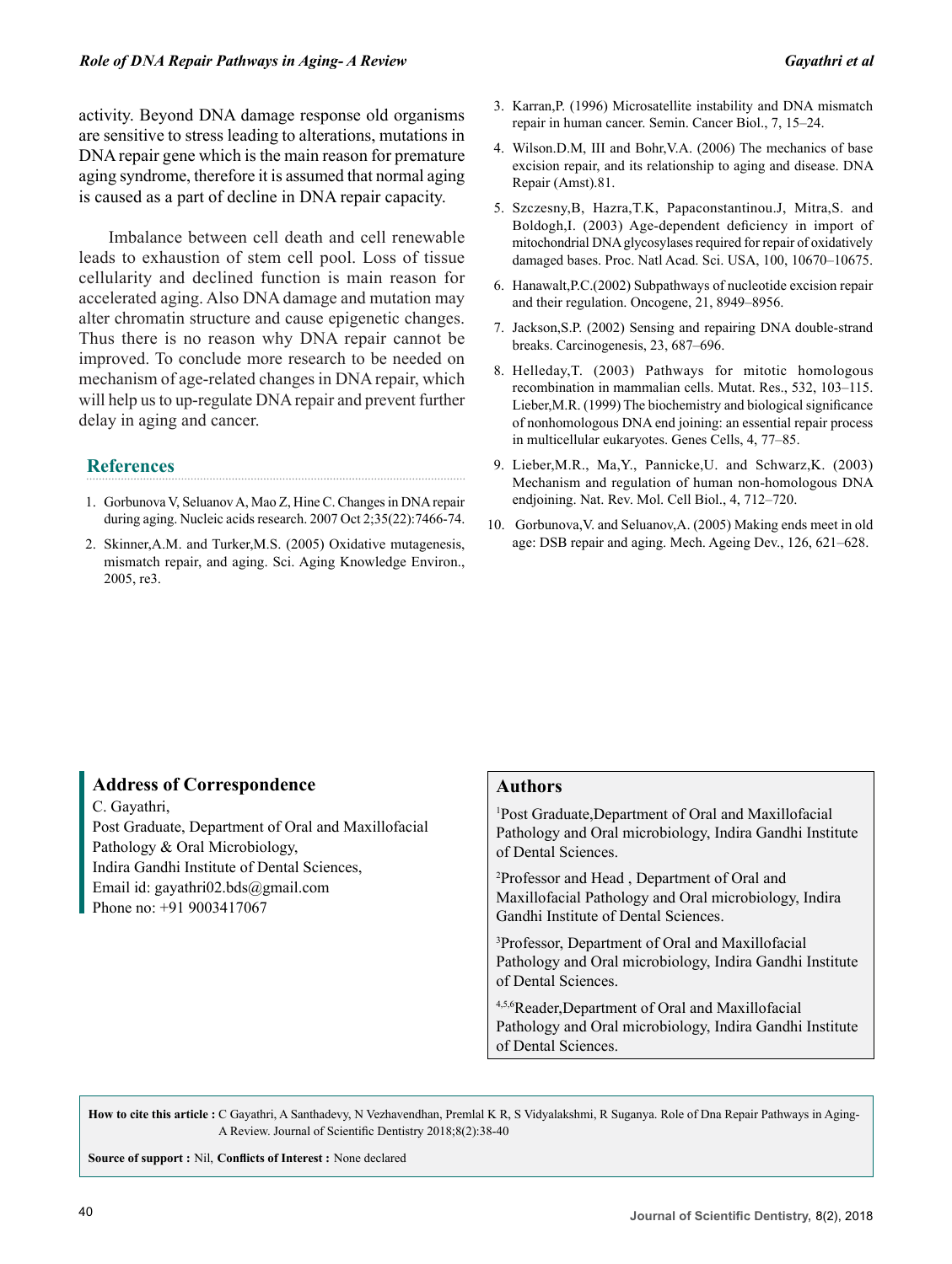activity. Beyond DNA damage response old organisms are sensitive to stress leading to alterations, mutations in DNA repair gene which is the main reason for premature aging syndrome, therefore it is assumed that normal aging is caused as a part of decline in DNA repair capacity.

Imbalance between cell death and cell renewable leads to exhaustion of stem cell pool. Loss of tissue cellularity and declined function is main reason for accelerated aging. Also DNA damage and mutation may alter chromatin structure and cause epigenetic changes. Thus there is no reason why DNA repair cannot be improved. To conclude more research to be needed on mechanism of age-related changes in DNA repair, which will help us to up-regulate DNA repair and prevent further delay in aging and cancer.

## References

1. Gorbunova V, Seluanov A, Mao Z, Hine C. Changes in DNA repair during aging. Nucleic acids research. 2007 Oct 2;35(22):7466-74.
2. Skinner,A.M. and Turker,M.S. (2005) Oxidative mutagenesis, mismatch repair, and aging. Sci. Aging Knowledge Environ., 2005, re3.
3. Karran,P. (1996) Microsatellite instability and DNA mismatch repair in human cancer. Semin. Cancer Biol., 7, 15–24.
4. Wilson.D.M, III and Bohr,V.A. (2006) The mechanics of base excision repair, and its relationship to aging and disease. DNA Repair (Amst).81.
5. Szczesny,B, Hazra,T.K, Papaconstantinou.J, Mitra,S. and Boldogh,I. (2003) Age-dependent deficiency in import of mitochondrial DNA glycosylases required for repair of oxidatively damaged bases. Proc. Natl Acad. Sci. USA, 100, 10670–10675.
6. Hanawalt,P.C.(2002) Subpathways of nucleotide excision repair and their regulation. Oncogene, 21, 8949–8956.
7. Jackson,S.P. (2002) Sensing and repairing DNA double-strand breaks. Carcinogenesis, 23, 687–696.
8. Helleday,T. (2003) Pathways for mitotic homologous recombination in mammalian cells. Mutat. Res., 532, 103–115. Lieber,M.R. (1999) The biochemistry and biological significance of nonhomologous DNA end joining: an essential repair process in multicellular eukaryotes. Genes Cells, 4, 77–85.
9. Lieber,M.R., Ma,Y., Pannicke,U. and Schwarz,K. (2003) Mechanism and regulation of human non-homologous DNA endjoining. Nat. Rev. Mol. Cell Biol., 4, 712–720.
10. Gorbunova,V. and Seluanov,A. (2005) Making ends meet in old age: DSB repair and aging. Mech. Ageing Dev., 126, 621–628.

### Address of Correspondence

C. Gayathri,
Post Graduate, Department of Oral and Maxillofacial Pathology & Oral Microbiology,
Indira Gandhi Institute of Dental Sciences,
Email id: gayathri02.bds@gmail.com
Phone no: +91 9003417067

### Authors

[1]Post Graduate,Department of Oral and Maxillofacial Pathology and Oral microbiology, Indira Gandhi Institute of Dental Sciences.

[2]Professor and Head , Department of Oral and Maxillofacial Pathology and Oral microbiology, Indira Gandhi Institute of Dental Sciences.

[3]Professor, Department of Oral and Maxillofacial Pathology and Oral microbiology, Indira Gandhi Institute of Dental Sciences.

[4,5,6]Reader,Department of Oral and Maxillofacial Pathology and Oral microbiology, Indira Gandhi Institute of Dental Sciences.

**How to cite this article :** C Gayathri, A Santhadevy, N Vezhavendhan, Premlal K R, S Vidyalakshmi, R Suganya. Role of Dna Repair Pathways in Aging-A Review. Journal of Scientific Dentistry 2018;8(2):38-40

**Source of support :** Nil, **Conflicts of Interest :** None declared